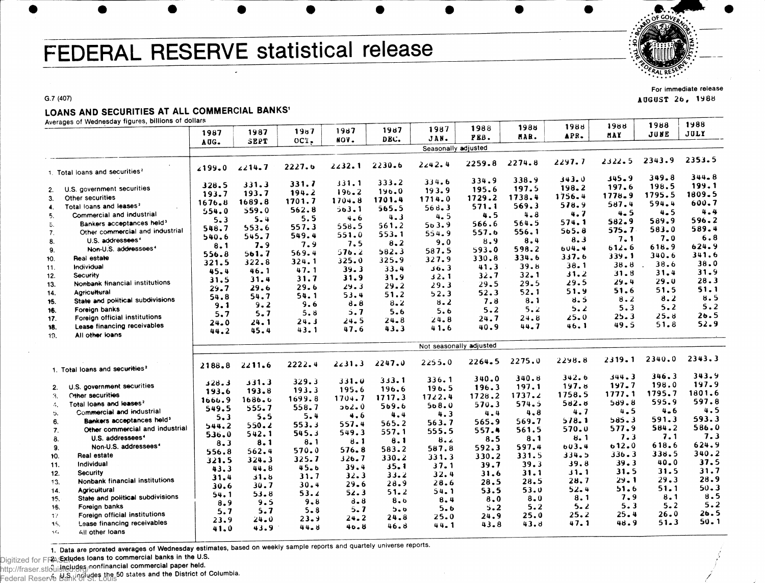# FEDERAL RESERVE statistical release

G.7 (407)

For immediate release
AUGUST 26, 1988

## LOANS AND SECURITIES AT ALL COMMERCIAL BANKS[1]

Averages of Wednesday figures, billions of dollars

| | 1987 AUG. | 1987 SEPT | 1987 OCT. | 1987 NOV. | 1987 DEC. | 1987 JAN. | 1988 FEB. | 1988 MAR. | 1988 APR. | 1988 MAY | 1988 JUNE | 1988 JULY |
|---|---|---|---|---|---|---|---|---|---|---|---|---|
| | Seasonally adjusted | | | | | | | | | | | |
| 1. Total loans and securities[2] | 2199.0 | 2214.7 | 2227.6 | 2232.1 | 2230.6 | 2242.4 | 2259.8 | 2274.8 | 2297.7 | 2322.5 | 2343.9 | 2353.5 |
| 2. U.S. government securities | 328.5 | 331.3 | 331.7 | 331.1 | 333.2 | 334.6 | 334.9 | 338.9 | 343.0 | 345.9 | 349.8 | 344.8 |
| 3. Other securities | 193.7 | 193.7 | 194.2 | 196.2 | 196.0 | 193.9 | 195.6 | 197.5 | 198.2 | 197.6 | 198.5 | 199.1 |
| 4. Total loans and leases[2] | 1676.8 | 1689.8 | 1701.7 | 1704.8 | 1701.4 | 1714.0 | 1729.2 | 1738.4 | 1756.4 | 1778.9 | 1795.5 | 1809.5 |
| 5. Commercial and industrial | 554.0 | 559.0 | 562.8 | 563.1 | 565.5 | 568.3 | 571.1 | 569.3 | 578.9 | 587.4 | 594.4 | 600.7 |
| 6. Bankers acceptances held[3] | 5.3 | 5.4 | 5.5 | 4.6 | 4.3 | 4.5 | 4.5 | 4.8 | 4.7 | 4.5 | 4.5 | 4.4 |
| 7. Other commercial and industrial | 548.7 | 553.6 | 557.3 | 558.5 | 561.2 | 563.9 | 566.6 | 564.5 | 574.1 | 582.9 | 589.9 | 596.2 |
| 8. U.S. addressees[4] | 540.6 | 545.7 | 549.4 | 551.0 | 553.1 | 554.9 | 557.6 | 556.1 | 565.8 | 575.7 | 583.0 | 589.4 |
| 9. Non-U.S. addressees[4] | 8.1 | 7.9 | 7.9 | 7.5 | 8.2 | 9.0 | 8.9 | 8.4 | 8.3 | 7.1 | 7.0 | 6.8 |
| 10. Real estate | 556.8 | 561.7 | 569.4 | 576.2 | 582.3 | 587.5 | 593.0 | 598.2 | 604.4 | 612.6 | 618.9 | 624.9 |
| 11. Individual | 321.5 | 322.8 | 324.1 | 325.0 | 325.9 | 327.9 | 330.8 | 334.6 | 337.6 | 339.1 | 340.6 | 341.6 |
| 12. Security | 45.4 | 46.1 | 47.1 | 39.3 | 33.4 | 36.3 | 41.3 | 39.8 | 38.1 | 38.8 | 38.6 | 38.0 |
| 13. Nonbank financial institutions | 31.5 | 31.4 | 31.7 | 31.9 | 31.9 | 32.1 | 32.7 | 32.1 | 31.2 | 31.8 | 31.4 | 31.9 |
| 14. Agricultural | 29.7 | 29.6 | 29.6 | 29.3 | 29.2 | 29.3 | 29.5 | 29.5 | 29.5 | 29.4 | 29.0 | 28.3 |
| 15. State and political subdivisions | 54.8 | 54.7 | 54.1 | 53.4 | 51.2 | 52.3 | 52.3 | 52.1 | 51.9 | 51.6 | 51.5 | 51.1 |
| 16. Foreign banks | 9.1 | 9.2 | 9.6 | 8.8 | 8.2 | 8.2 | 7.8 | 8.1 | 8.5 | 8.2 | 8.2 | 8.5 |
| 17. Foreign official institutions | 5.7 | 5.7 | 5.8 | 5.7 | 5.6 | 5.6 | 5.2 | 5.2 | 5.2 | 5.3 | 5.2 | 5.2 |
| 18. Lease financing receivables | 24.0 | 24.1 | 24.3 | 24.5 | 24.8 | 24.8 | 24.7 | 24.8 | 25.0 | 25.3 | 25.8 | 26.5 |
| 19. All other loans | 44.2 | 45.4 | 43.1 | 47.6 | 43.3 | 41.6 | 40.9 | 44.7 | 46.1 | 49.5 | 51.8 | 52.9 |
| | Not seasonally adjusted | | | | | | | | | | | |
| 1. Total loans and securities[2] | 2188.8 | 2211.6 | 2222.4 | 2231.3 | 2247.0 | 2255.0 | 2264.5 | 2275.0 | 2298.8 | 2319.1 | 2340.0 | 2343.3 |
| 2. U.S. government securities | 328.3 | 331.3 | 329.3 | 331.0 | 333.1 | 336.1 | 340.0 | 340.8 | 342.6 | 344.3 | 346.3 | 343.9 |
| 3. Other securities | 193.6 | 193.8 | 193.3 | 195.6 | 196.6 | 196.5 | 196.3 | 197.1 | 197.8 | 197.7 | 198.0 | 197.9 |
| 4. Total loans and leases[2] | 1666.9 | 1686.6 | 1699.8 | 1704.7 | 1717.3 | 1722.4 | 1728.2 | 1737.2 | 1758.5 | 1777.1 | 1795.7 | 1801.6 |
| 5. Commercial and industrial | 549.5 | 555.7 | 558.7 | 562.0 | 569.6 | 568.0 | 570.3 | 574.5 | 582.8 | 589.8 | 595.9 | 597.8 |
| 6. Bankers acceptances held[3] | 5.3 | 5.5 | 5.4 | 4.6 | 4.4 | 4.3 | 4.4 | 4.8 | 4.7 | 4.5 | 4.6 | 4.5 |
| 7. Other commercial and industrial | 544.2 | 550.2 | 553.3 | 557.4 | 565.2 | 563.7 | 565.9 | 569.7 | 578.1 | 585.3 | 591.3 | 593.3 |
| 8. U.S. addressees[4] | 536.0 | 542.1 | 545.3 | 549.3 | 557.1 | 555.5 | 557.4 | 561.5 | 570.0 | 577.9 | 584.2 | 586.0 |
| 9. Non-U.S. addressees[4] | 8.3 | 8.1 | 8.1 | 8.1 | 8.1 | 8.2 | 8.5 | 8.1 | 8.1 | 7.3 | 7.1 | 7.3 |
| 10. Real estate | 556.8 | 562.4 | 570.0 | 576.8 | 583.2 | 587.8 | 592.3 | 597.4 | 603.4 | 612.0 | 618.6 | 624.9 |
| 11. Individual | 321.5 | 324.3 | 325.7 | 326.7 | 330.2 | 331.3 | 330.2 | 331.5 | 334.5 | 336.3 | 338.5 | 340.2 |
| 12. Security | 43.3 | 44.8 | 45.6 | 39.4 | 35.1 | 37.1 | 39.7 | 39.3 | 39.8 | 39.3 | 40.0 | 37.5 |
| 13. Nonbank financial institutions | 31.4 | 31.8 | 31.7 | 32.3 | 33.2 | 32.4 | 31.6 | 31.1 | 31.1 | 31.5 | 31.5 | 31.7 |
| 14. Agricultural | 30.6 | 30.7 | 30.4 | 29.6 | 28.9 | 28.6 | 28.5 | 28.5 | 28.7 | 29.1 | 29.3 | 28.9 |
| 15. State and political subdivisions | 54.1 | 53.8 | 53.2 | 52.3 | 51.2 | 54.1 | 53.5 | 53.0 | 52.4 | 51.6 | 51.1 | 50.3 |
| 16. Foreign banks | 8.9 | 9.5 | 9.8 | 8.8 | 8.6 | 8.4 | 8.0 | 8.0 | 8.1 | 7.9 | 8.1 | 8.5 |
| 17. Foreign official institutions | 5.7 | 5.7 | 5.8 | 5.7 | 5.6 | 5.6 | 5.2 | 5.2 | 5.2 | 5.3 | 5.2 | 5.2 |
| 18. Lease financing receivables | 23.9 | 24.0 | 23.9 | 24.2 | 24.8 | 25.0 | 24.9 | 25.0 | 25.2 | 25.4 | 26.0 | 26.5 |
| 19. All other loans | 41.0 | 43.9 | 44.8 | 46.8 | 46.8 | 44.1 | 43.8 | 43.8 | 47.1 | 48.9 | 51.3 | 50.1 |

1. Data are prorated averages of Wednesday estimates, based on weekly sample reports and quartely universe reports.
2. Excludes loans to commercial banks in the U.S.
3. Includes nonfinancial commercial paper held.
4. U.S. includes the 50 states and the District of Columbia.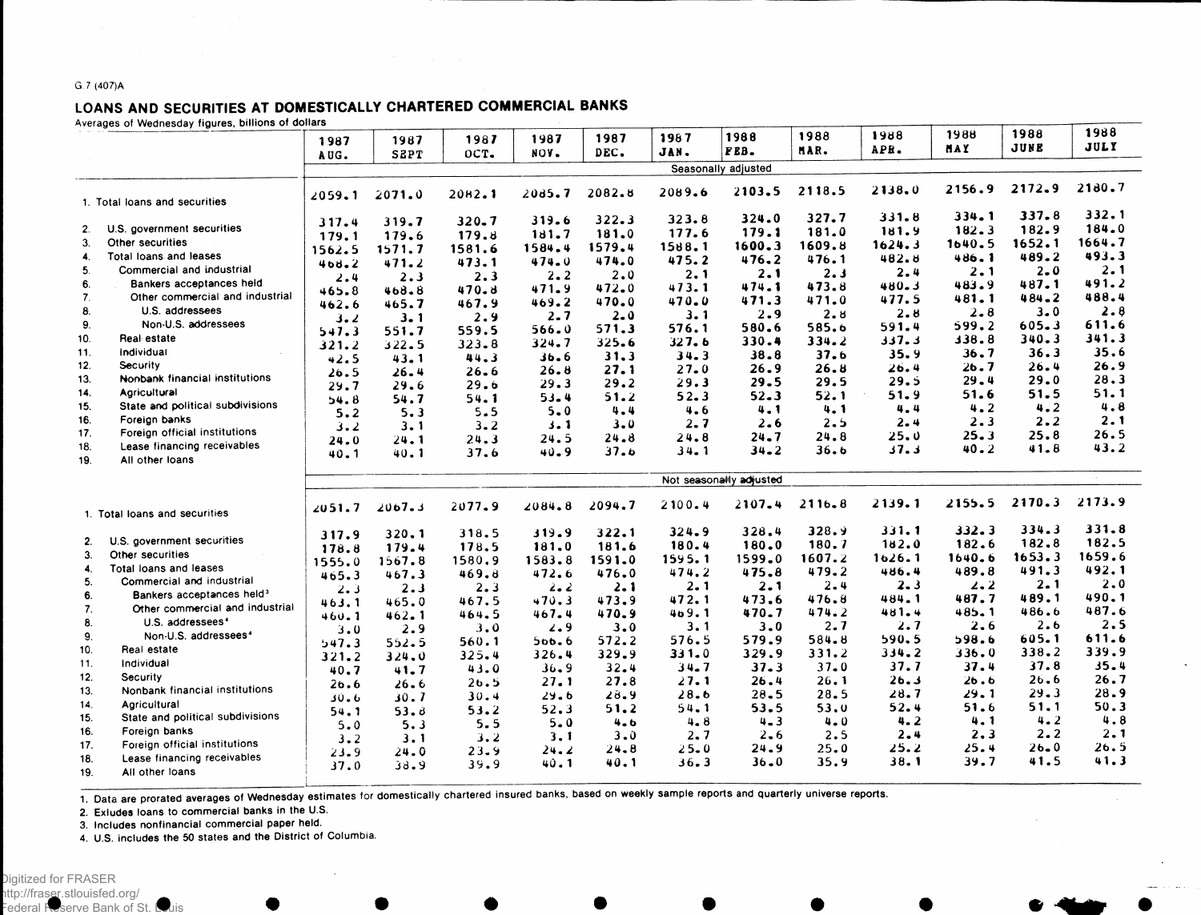G.7 (407)A

## LOANS AND SECURITIES AT DOMESTICALLY CHARTERED COMMERCIAL BANKS

Averages of Wednesday figures, billions of dollars

| | 1987 AUG. | 1987 SEPT | 1987 OCT. | 1987 NOV. | 1987 DEC. | 1987 JAN. | 1988 FEB. | 1988 MAR. | 1988 APR. | 1988 MAY | 1988 JUNE | 1988 JULY |
|---|---|---|---|---|---|---|---|---|---|---|---|---|
| | Seasonally adjusted | | | | | | | | | | | |
| 1. Total loans and securities | 2059.1 | 2071.0 | 2082.1 | 2085.7 | 2082.8 | 2089.6 | 2103.5 | 2118.5 | 2138.0 | 2156.9 | 2172.9 | 2180.7 |
| 2. U.S. government securities | 317.4 | 319.7 | 320.7 | 319.6 | 322.3 | 323.8 | 324.0 | 327.7 | 331.8 | 334.1 | 337.8 | 332.1 |
| 3. Other securities | 179.1 | 179.6 | 179.8 | 181.7 | 181.0 | 177.6 | 179.1 | 181.0 | 181.9 | 182.3 | 182.9 | 184.0 |
| 4. Total loans and leases | 1562.5 | 1571.7 | 1581.6 | 1584.4 | 1579.4 | 1588.1 | 1600.3 | 1609.8 | 1624.3 | 1640.5 | 1652.1 | 1664.7 |
| 5. Commercial and industrial | 468.2 | 471.2 | 473.1 | 474.0 | 474.0 | 475.2 | 476.2 | 476.1 | 482.8 | 486.1 | 489.2 | 493.3 |
| 6. Bankers acceptances held | 2.4 | 2.3 | 2.3 | 2.2 | 2.0 | 2.1 | 2.1 | 2.3 | 2.4 | 2.1 | 2.0 | 2.1 |
| 7. Other commercial and industrial | 465.8 | 468.8 | 470.8 | 471.9 | 472.0 | 473.1 | 474.1 | 473.8 | 480.3 | 483.9 | 487.1 | 491.2 |
| 8. U.S. addressees | 462.6 | 465.7 | 467.9 | 469.2 | 470.0 | 470.0 | 471.3 | 471.0 | 477.5 | 481.1 | 484.2 | 488.4 |
| 9. Non-U.S. addressees | 3.2 | 3.1 | 2.9 | 2.7 | 2.0 | 3.1 | 2.9 | 2.8 | 2.8 | 2.8 | 3.0 | 2.8 |
| 10. Real estate | 547.3 | 551.7 | 559.5 | 566.0 | 571.3 | 576.1 | 580.6 | 585.6 | 591.4 | 599.2 | 605.3 | 611.6 |
| 11. Individual | 321.2 | 322.5 | 323.8 | 324.7 | 325.6 | 327.6 | 330.4 | 334.2 | 337.3 | 338.8 | 340.3 | 341.3 |
| 12. Security | 42.5 | 43.1 | 44.3 | 36.6 | 31.3 | 34.3 | 38.8 | 37.6 | 35.9 | 36.7 | 36.3 | 35.6 |
| 13. Nonbank financial institutions | 26.5 | 26.4 | 26.6 | 26.8 | 27.1 | 27.0 | 26.9 | 26.8 | 26.4 | 26.7 | 26.4 | 26.9 |
| 14. Agricultural | 29.7 | 29.6 | 29.6 | 29.3 | 29.2 | 29.3 | 29.5 | 29.5 | 29.5 | 29.4 | 29.0 | 28.3 |
| 15. State and political subdivisions | 54.8 | 54.7 | 54.1 | 53.4 | 51.2 | 52.3 | 52.3 | 52.1 | 51.9 | 51.6 | 51.5 | 51.1 |
| 16. Foreign banks | 5.2 | 5.3 | 5.5 | 5.0 | 4.4 | 4.6 | 4.1 | 4.1 | 4.4 | 4.2 | 4.2 | 4.8 |
| 17. Foreign official institutions | 3.2 | 3.1 | 3.2 | 3.1 | 3.0 | 2.7 | 2.6 | 2.5 | 2.4 | 2.3 | 2.2 | 2.1 |
| 18. Lease financing receivables | 24.0 | 24.1 | 24.3 | 24.5 | 24.8 | 24.8 | 24.7 | 24.8 | 25.0 | 25.3 | 25.8 | 26.5 |
| 19. All other loans | 40.1 | 40.1 | 37.6 | 40.9 | 37.6 | 34.1 | 34.2 | 36.6 | 37.3 | 40.2 | 41.8 | 43.2 |
| | Not seasonally adjusted | | | | | | | | | | | |
| 1. Total loans and securities | 2051.7 | 2067.3 | 2077.9 | 2084.8 | 2094.7 | 2100.4 | 2107.4 | 2116.8 | 2139.1 | 2155.5 | 2170.3 | 2173.9 |
| 2. U.S. government securities | 317.9 | 320.1 | 318.5 | 319.9 | 322.1 | 324.9 | 328.4 | 328.9 | 331.1 | 332.3 | 334.3 | 331.8 |
| 3. Other securities | 178.8 | 179.4 | 178.5 | 181.0 | 181.6 | 180.4 | 180.0 | 180.7 | 182.0 | 182.6 | 182.8 | 182.5 |
| 4. Total loans and leases | 1555.0 | 1567.8 | 1580.9 | 1583.8 | 1591.0 | 1595.1 | 1599.0 | 1607.2 | 1626.1 | 1640.6 | 1653.3 | 1659.6 |
| 5. Commercial and industrial | 465.3 | 467.3 | 469.8 | 472.6 | 476.0 | 474.2 | 475.8 | 479.2 | 486.4 | 489.8 | 491.3 | 492.1 |
| 6. Bankers acceptances held[3] | 2.3 | 2.3 | 2.3 | 2.2 | 2.1 | 2.1 | 2.1 | 2.4 | 2.3 | 2.2 | 2.1 | 2.0 |
| 7. Other commercial and industrial | 463.1 | 465.0 | 467.5 | 470.3 | 473.9 | 472.1 | 473.6 | 476.8 | 484.1 | 487.7 | 489.1 | 490.1 |
| 8. U.S. addressees[4] | 460.1 | 462.1 | 464.5 | 467.4 | 470.9 | 469.1 | 470.7 | 474.2 | 481.4 | 485.1 | 486.6 | 487.6 |
| 9. Non-U.S. addressees[4] | 3.0 | 2.9 | 3.0 | 2.9 | 3.0 | 3.1 | 3.0 | 2.7 | 2.7 | 2.6 | 2.6 | 2.5 |
| 10. Real estate | 547.3 | 552.5 | 560.1 | 566.6 | 572.2 | 576.5 | 579.9 | 584.8 | 590.5 | 598.6 | 605.1 | 611.6 |
| 11. Individual | 321.2 | 324.0 | 325.4 | 326.4 | 329.9 | 331.0 | 329.9 | 331.2 | 334.2 | 336.0 | 338.2 | 339.9 |
| 12. Security | 40.7 | 41.7 | 43.0 | 36.9 | 32.4 | 34.7 | 37.3 | 37.0 | 37.7 | 37.4 | 37.8 | 35.4 |
| 13. Nonbank financial institutions | 26.6 | 26.6 | 26.5 | 27.1 | 27.8 | 27.1 | 26.4 | 26.1 | 26.3 | 26.6 | 26.6 | 26.7 |
| 14. Agricultural | 30.6 | 30.7 | 30.4 | 29.6 | 28.9 | 28.6 | 28.5 | 28.5 | 28.7 | 29.1 | 29.3 | 28.9 |
| 15. State and political subdivisions | 54.1 | 53.8 | 53.2 | 52.3 | 51.2 | 54.1 | 53.5 | 53.0 | 52.4 | 51.6 | 51.1 | 50.3 |
| 16. Foreign banks | 5.0 | 5.3 | 5.5 | 5.0 | 4.6 | 4.8 | 4.3 | 4.0 | 4.2 | 4.1 | 4.2 | 4.8 |
| 17. Foreign official institutions | 3.2 | 3.1 | 3.2 | 3.1 | 3.0 | 2.7 | 2.6 | 2.5 | 2.4 | 2.3 | 2.2 | 2.1 |
| 18. Lease financing receivables | 23.9 | 24.0 | 23.9 | 24.2 | 24.8 | 25.0 | 24.9 | 25.0 | 25.2 | 25.4 | 26.0 | 26.5 |
| 19. All other loans | 37.0 | 38.9 | 39.9 | 40.1 | 40.1 | 36.3 | 36.0 | 35.9 | 38.1 | 39.7 | 41.5 | 41.3 |

1. Data are prorated averages of Wednesday estimates for domestically chartered insured banks, based on weekly sample reports and quarterly universe reports.
2. Exludes loans to commercial banks in the U.S.
3. Includes nonfinancial commercial paper held.
4. U.S. includes the 50 states and the District of Columbia.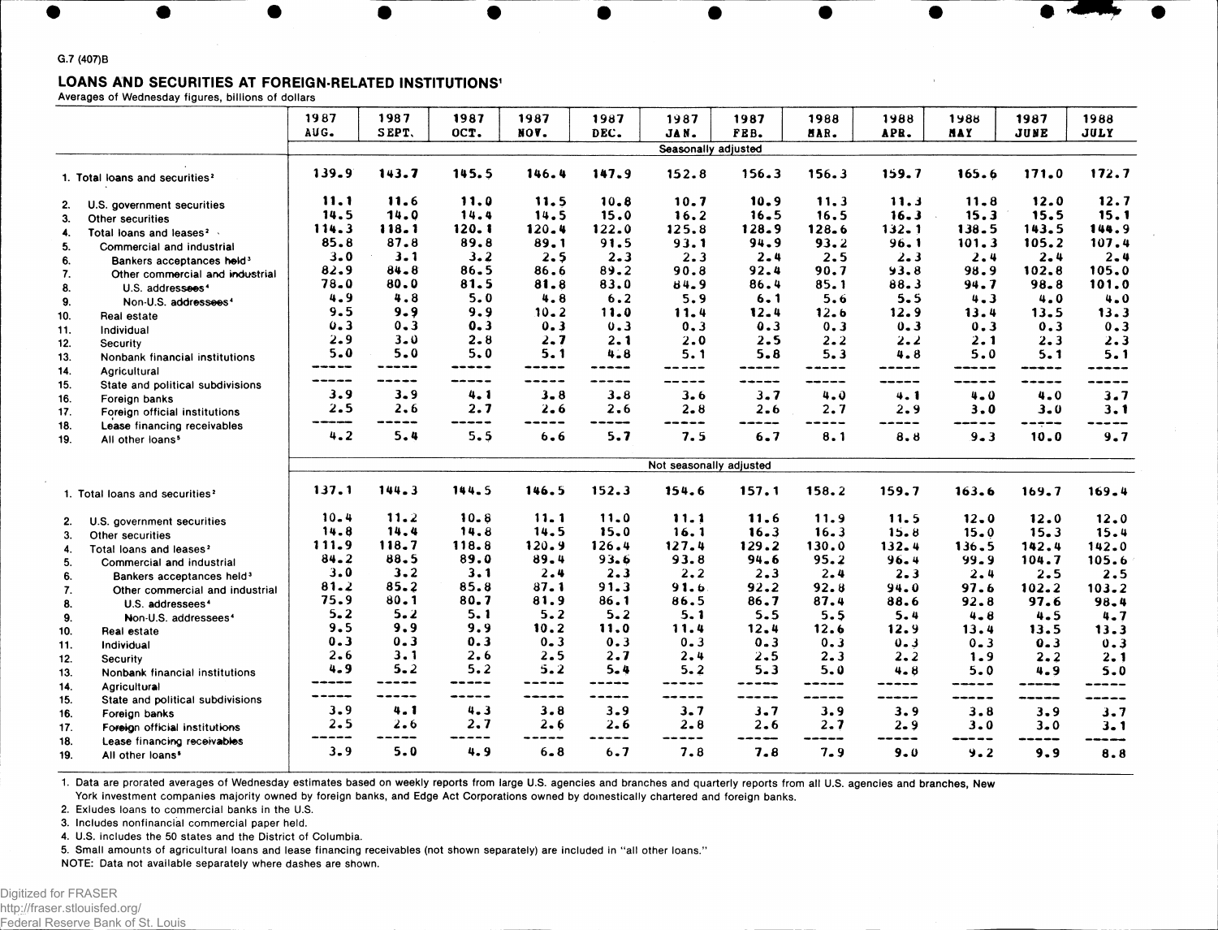G.7 (407)B

## LOANS AND SECURITIES AT FOREIGN-RELATED INSTITUTIONS[1]

Averages of Wednesday figures, billions of dollars

| | 1987 AUG. | 1987 SEPT. | 1987 OCT. | 1987 NOV. | 1987 DEC. | 1987 JAN. | 1987 FEB. | 1988 MAR. | 1988 APR. | 1988 MAY | 1987 JUNE | 1988 JULY |
|---|---|---|---|---|---|---|---|---|---|---|---|---|
| | Seasonally adjusted | | | | | | | | | | | |
| 1. Total loans and securities[2] | 139.9 | 143.7 | 145.5 | 146.4 | 147.9 | 152.8 | 156.3 | 156.3 | 159.7 | 165.6 | 171.0 | 172.7 |
| 2. U.S. government securities | 11.1 | 11.6 | 11.0 | 11.5 | 10.8 | 10.7 | 10.9 | 11.3 | 11.3 | 11.8 | 12.0 | 12.7 |
| 3. Other securities | 14.5 | 14.0 | 14.4 | 14.5 | 15.0 | 16.2 | 16.5 | 16.5 | 16.3 | 15.3 | 15.5 | 15.1 |
| 4. Total loans and leases[2] | 114.3 | 118.1 | 120.1 | 120.4 | 122.0 | 125.8 | 128.9 | 128.6 | 132.1 | 138.5 | 143.5 | 144.9 |
| 5. Commercial and industrial | 85.8 | 87.8 | 89.8 | 89.1 | 91.5 | 93.1 | 94.9 | 93.2 | 96.1 | 101.3 | 105.2 | 107.4 |
| 6. Bankers acceptances held[3] | 3.0 | 3.1 | 3.2 | 2.5 | 2.3 | 2.3 | 2.4 | 2.5 | 2.3 | 2.4 | 2.4 | 2.4 |
| 7. Other commercial and industrial | 82.9 | 84.8 | 86.5 | 86.6 | 89.2 | 90.8 | 92.4 | 90.7 | 93.8 | 98.9 | 102.8 | 105.0 |
| 8. U.S. addressees[4] | 78.0 | 80.0 | 81.5 | 81.8 | 83.0 | 84.9 | 86.4 | 85.1 | 88.3 | 94.7 | 98.8 | 101.0 |
| 9. Non-U.S. addressees[4] | 4.9 | 4.8 | 5.0 | 4.8 | 6.2 | 5.9 | 6.1 | 5.6 | 5.5 | 4.3 | 4.0 | 4.0 |
| 10. Real estate | 9.5 | 9.9 | 9.9 | 10.2 | 11.0 | 11.4 | 12.4 | 12.6 | 12.9 | 13.4 | 13.5 | 13.3 |
| 11. Individual | 0.3 | 0.3 | 0.3 | 0.3 | 0.3 | 0.3 | 0.3 | 0.3 | 0.3 | 0.3 | 0.3 | 0.3 |
| 12. Security | 2.9 | 3.0 | 2.8 | 2.7 | 2.1 | 2.0 | 2.5 | 2.2 | 2.2 | 2.1 | 2.3 | 2.3 |
| 13. Nonbank financial institutions | 5.0 | 5.0 | 5.0 | 5.1 | 4.8 | 5.1 | 5.8 | 5.3 | 4.8 | 5.0 | 5.1 | 5.1 |
| 14. Agricultural | ----- | ----- | ----- | ----- | ----- | ----- | ----- | ----- | ----- | ----- | ----- | ----- |
| 15. State and political subdivisions | ----- | ----- | ----- | ----- | ----- | ----- | ----- | ----- | ----- | ----- | ----- | ----- |
| 16. Foreign banks | 3.9 | 3.9 | 4.1 | 3.8 | 3.8 | 3.6 | 3.7 | 4.0 | 4.1 | 4.0 | 4.0 | 3.7 |
| 17. Foreign official institutions | 2.5 | 2.6 | 2.7 | 2.6 | 2.6 | 2.8 | 2.6 | 2.7 | 2.9 | 3.0 | 3.0 | 3.1 |
| 18. Lease financing receivables | ----- | ----- | ----- | ----- | ----- | ----- | ----- | ----- | ----- | ----- | ----- | ----- |
| 19. All other loans[5] | 4.2 | 5.4 | 5.5 | 6.6 | 5.7 | 7.5 | 6.7 | 8.1 | 8.8 | 9.3 | 10.0 | 9.7 |
| | Not seasonally adjusted | | | | | | | | | | | |
| 1. Total loans and securities[2] | 137.1 | 144.3 | 144.5 | 146.5 | 152.3 | 154.6 | 157.1 | 158.2 | 159.7 | 163.6 | 169.7 | 169.4 |
| 2. U.S. government securities | 10.4 | 11.2 | 10.8 | 11.1 | 11.0 | 11.1 | 11.6 | 11.9 | 11.5 | 12.0 | 12.0 | 12.0 |
| 3. Other securities | 14.8 | 14.4 | 14.8 | 14.5 | 15.0 | 16.1 | 16.3 | 16.3 | 15.8 | 15.0 | 15.3 | 15.4 |
| 4. Total loans and leases[2] | 111.9 | 118.7 | 118.8 | 120.9 | 126.4 | 127.4 | 129.2 | 130.0 | 132.4 | 136.5 | 142.4 | 142.0 |
| 5. Commercial and industrial | 84.2 | 88.5 | 89.0 | 89.4 | 93.6 | 93.8 | 94.6 | 95.2 | 96.4 | 99.9 | 104.7 | 105.6 |
| 6. Bankers acceptances held[3] | 3.0 | 3.2 | 3.1 | 2.4 | 2.3 | 2.2 | 2.3 | 2.4 | 2.3 | 2.4 | 2.5 | 2.5 |
| 7. Other commercial and industrial | 81.2 | 85.2 | 85.8 | 87.1 | 91.3 | 91.6 | 92.2 | 92.8 | 94.0 | 97.6 | 102.2 | 103.2 |
| 8. U.S. addressees[4] | 75.9 | 80.1 | 80.7 | 81.9 | 86.1 | 86.5 | 86.7 | 87.4 | 88.6 | 92.8 | 97.6 | 98.4 |
| 9. Non-U.S. addressees[4] | 5.2 | 5.2 | 5.1 | 5.2 | 5.2 | 5.1 | 5.5 | 5.5 | 5.4 | 4.8 | 4.5 | 4.7 |
| 10. Real estate | 9.5 | 9.9 | 9.9 | 10.2 | 11.0 | 11.4 | 12.4 | 12.6 | 12.9 | 13.4 | 13.5 | 13.3 |
| 11. Individual | 0.3 | 0.3 | 0.3 | 0.3 | 0.3 | 0.3 | 0.3 | 0.3 | 0.3 | 0.3 | 0.3 | 0.3 |
| 12. Security | 2.6 | 3.1 | 2.6 | 2.5 | 2.7 | 2.4 | 2.5 | 2.3 | 2.2 | 1.9 | 2.2 | 2.1 |
| 13. Nonbank financial institutions | 4.9 | 5.2 | 5.2 | 5.2 | 5.4 | 5.2 | 5.3 | 5.0 | 4.8 | 5.0 | 4.9 | 5.0 |
| 14. Agricultural | ----- | ----- | ----- | ----- | ----- | ----- | ----- | ----- | ----- | ----- | ----- | ----- |
| 15. State and political subdivisions | ----- | ----- | ----- | ----- | ----- | ----- | ----- | ----- | ----- | ----- | ----- | ----- |
| 16. Foreign banks | 3.9 | 4.1 | 4.3 | 3.8 | 3.9 | 3.7 | 3.7 | 3.9 | 3.9 | 3.8 | 3.9 | 3.7 |
| 17. Foreign official institutions | 2.5 | 2.6 | 2.7 | 2.6 | 2.6 | 2.8 | 2.6 | 2.7 | 2.9 | 3.0 | 3.0 | 3.1 |
| 18. Lease financing receivables | ----- | ----- | ----- | ----- | ----- | ----- | ----- | ----- | ----- | ----- | ----- | ----- |
| 19. All other loans[5] | 3.9 | 5.0 | 4.9 | 6.8 | 6.7 | 7.8 | 7.8 | 7.9 | 9.0 | 9.2 | 9.9 | 8.8 |

1. Data are prorated averages of Wednesday estimates based on weekly reports from large U.S. agencies and branches and quarterly reports from all U.S. agencies and branches, New York investment companies majority owned by foreign banks, and Edge Act Corporations owned by domestically chartered and foreign banks.
2. Exludes loans to commercial banks in the U.S.
3. Includes nonfinancial commercial paper held.
4. U.S. includes the 50 states and the District of Columbia.
5. Small amounts of agricultural loans and lease financing receivables (not shown separately) are included in "all other loans."

NOTE: Data not available separately where dashes are shown.